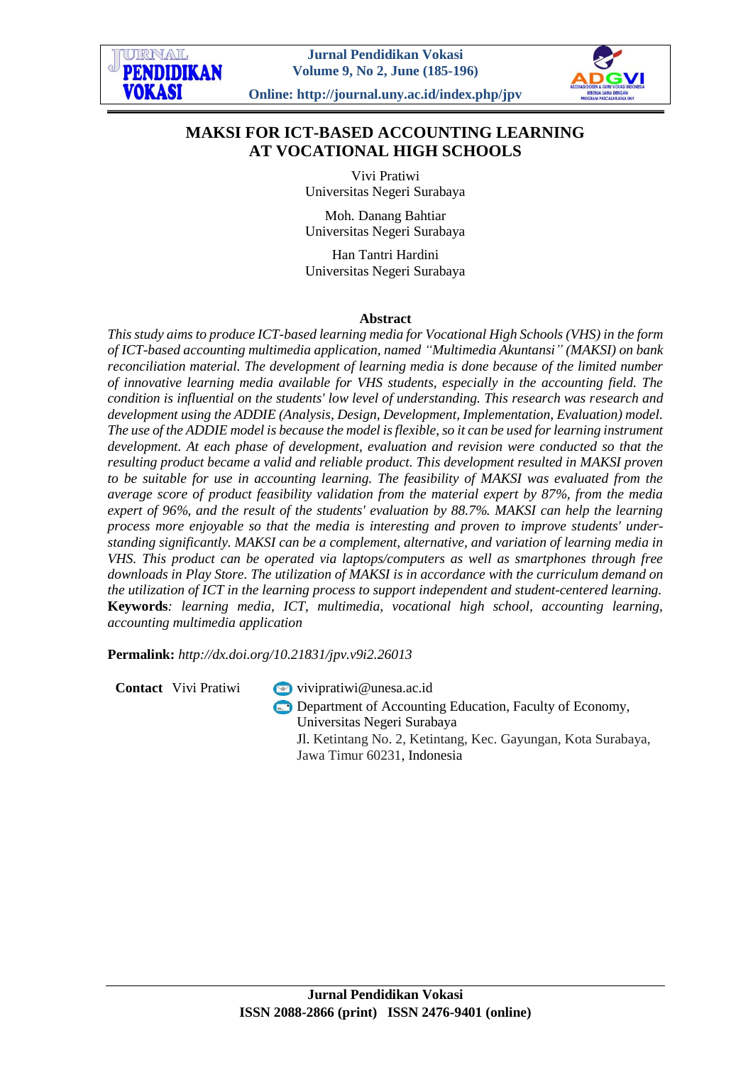# MAKSI FOR ICT-BASED ACCOUNTING LEARNING AT VOCATIONAL HIGH SCHOOLS

Vivi Pratiwi
Universitas Negeri Surabaya

Moh. Danang Bahtiar
Universitas Negeri Surabaya

Han Tantri Hardini
Universitas Negeri Surabaya

## Abstract

*This study aims to produce ICT-based learning media for Vocational High Schools (VHS) in the form of ICT-based accounting multimedia application, named "Multimedia Akuntansi" (MAKSI) on bank reconciliation material. The development of learning media is done because of the limited number of innovative learning media available for VHS students, especially in the accounting field. The condition is influential on the students' low level of understanding. This research was research and development using the ADDIE (Analysis, Design, Development, Implementation, Evaluation) model. The use of the ADDIE model is because the model is flexible, so it can be used for learning instrument development. At each phase of development, evaluation and revision were conducted so that the resulting product became a valid and reliable product. This development resulted in MAKSI proven to be suitable for use in accounting learning. The feasibility of MAKSI was evaluated from the average score of product feasibility validation from the material expert by 87%, from the media expert of 96%, and the result of the students' evaluation by 88.7%. MAKSI can help the learning process more enjoyable so that the media is interesting and proven to improve students' understanding significantly. MAKSI can be a complement, alternative, and variation of learning media in VHS. This product can be operated via laptops/computers as well as smartphones through free downloads in Play Store. The utilization of MAKSI is in accordance with the curriculum demand on the utilization of ICT in the learning process to support independent and student-centered learning.*

**Keywords***: learning media, ICT, multimedia, vocational high school, accounting learning, accounting multimedia application*

**Permalink:** *http://dx.doi.org/10.21831/jpv.v9i2.26013*

**Contact** Vivi Pratiwi
vivipratiwi@unesa.ac.id
Department of Accounting Education, Faculty of Economy, Universitas Negeri Surabaya
Jl. Ketintang No. 2, Ketintang, Kec. Gayungan, Kota Surabaya, Jawa Timur 60231, Indonesia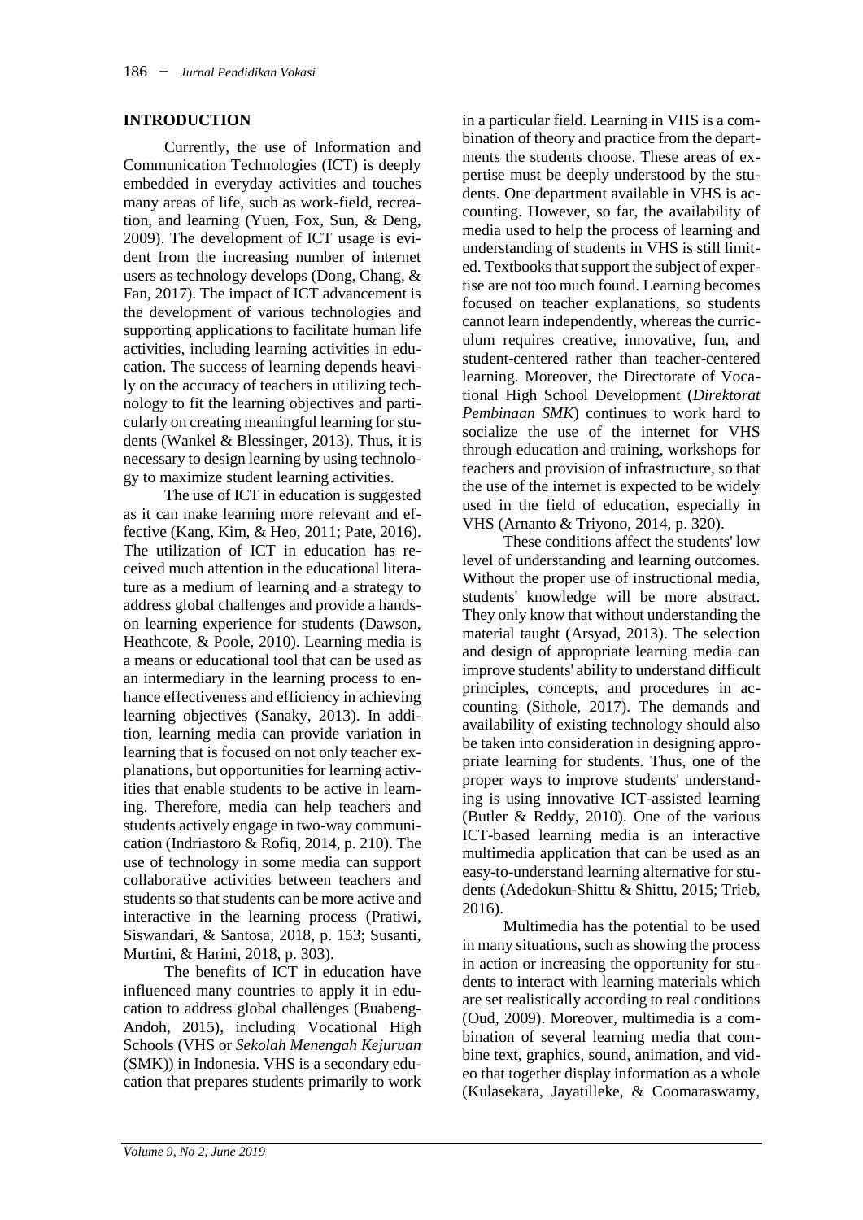## INTRODUCTION

Currently, the use of Information and Communication Technologies (ICT) is deeply embedded in everyday activities and touches many areas of life, such as work-field, recreation, and learning (Yuen, Fox, Sun, & Deng, 2009). The development of ICT usage is evident from the increasing number of internet users as technology develops (Dong, Chang, & Fan, 2017). The impact of ICT advancement is the development of various technologies and supporting applications to facilitate human life activities, including learning activities in education. The success of learning depends heavily on the accuracy of teachers in utilizing technology to fit the learning objectives and particularly on creating meaningful learning for students (Wankel & Blessinger, 2013). Thus, it is necessary to design learning by using technology to maximize student learning activities.

The use of ICT in education is suggested as it can make learning more relevant and effective (Kang, Kim, & Heo, 2011; Pate, 2016). The utilization of ICT in education has received much attention in the educational literature as a medium of learning and a strategy to address global challenges and provide a hands-on learning experience for students (Dawson, Heathcote, & Poole, 2010). Learning media is a means or educational tool that can be used as an intermediary in the learning process to enhance effectiveness and efficiency in achieving learning objectives (Sanaky, 2013). In addition, learning media can provide variation in learning that is focused on not only teacher explanations, but opportunities for learning activities that enable students to be active in learning. Therefore, media can help teachers and students actively engage in two-way communication (Indriastoro & Rofiq, 2014, p. 210). The use of technology in some media can support collaborative activities between teachers and students so that students can be more active and interactive in the learning process (Pratiwi, Siswandari, & Santosa, 2018, p. 153; Susanti, Murtini, & Harini, 2018, p. 303).

The benefits of ICT in education have influenced many countries to apply it in education to address global challenges (Buabeng-Andoh, 2015), including Vocational High Schools (VHS or *Sekolah Menengah Kejuruan* (SMK)) in Indonesia. VHS is a secondary education that prepares students primarily to work in a particular field. Learning in VHS is a combination of theory and practice from the departments the students choose. These areas of expertise must be deeply understood by the students. One department available in VHS is accounting. However, so far, the availability of media used to help the process of learning and understanding of students in VHS is still limited. Textbooks that support the subject of expertise are not too much found. Learning becomes focused on teacher explanations, so students cannot learn independently, whereas the curriculum requires creative, innovative, fun, and student-centered rather than teacher-centered learning. Moreover, the Directorate of Vocational High School Development (*Direktorat Pembinaan SMK*) continues to work hard to socialize the use of the internet for VHS through education and training, workshops for teachers and provision of infrastructure, so that the use of the internet is expected to be widely used in the field of education, especially in VHS (Arnanto & Triyono, 2014, p. 320).

These conditions affect the students' low level of understanding and learning outcomes. Without the proper use of instructional media, students' knowledge will be more abstract. They only know that without understanding the material taught (Arsyad, 2013). The selection and design of appropriate learning media can improve students' ability to understand difficult principles, concepts, and procedures in accounting (Sithole, 2017). The demands and availability of existing technology should also be taken into consideration in designing appropriate learning for students. Thus, one of the proper ways to improve students' understanding is using innovative ICT-assisted learning (Butler & Reddy, 2010). One of the various ICT-based learning media is an interactive multimedia application that can be used as an easy-to-understand learning alternative for students (Adedokun-Shittu & Shittu, 2015; Trieb, 2016).

Multimedia has the potential to be used in many situations, such as showing the process in action or increasing the opportunity for students to interact with learning materials which are set realistically according to real conditions (Oud, 2009). Moreover, multimedia is a combination of several learning media that combine text, graphics, sound, animation, and video that together display information as a whole (Kulasekara, Jayatilleke, & Coomaraswamy,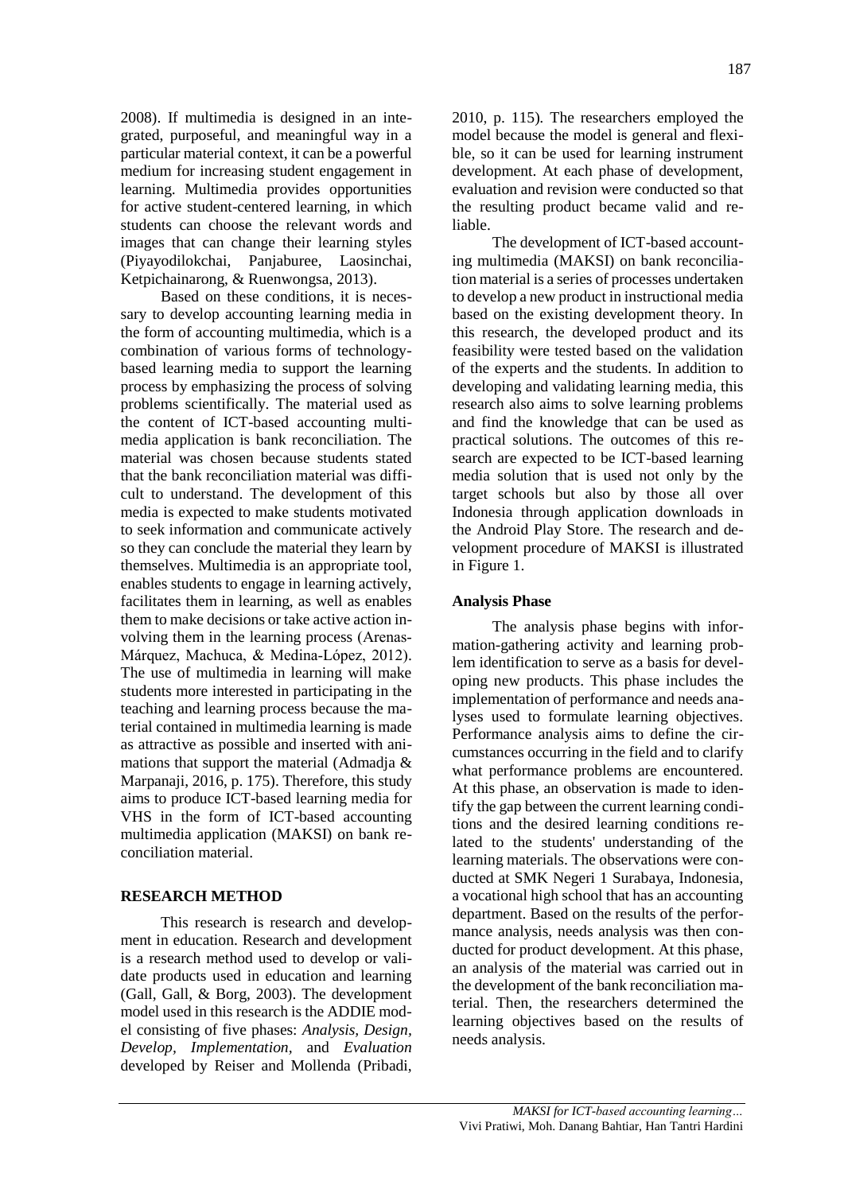2008). If multimedia is designed in an integrated, purposeful, and meaningful way in a particular material context, it can be a powerful medium for increasing student engagement in learning. Multimedia provides opportunities for active student-centered learning, in which students can choose the relevant words and images that can change their learning styles (Piyayodilokchai, Panjaburee, Laosinchai, Ketpichainarong, & Ruenwongsa, 2013).

Based on these conditions, it is necessary to develop accounting learning media in the form of accounting multimedia, which is a combination of various forms of technology-based learning media to support the learning process by emphasizing the process of solving problems scientifically. The material used as the content of ICT-based accounting multimedia application is bank reconciliation. The material was chosen because students stated that the bank reconciliation material was difficult to understand. The development of this media is expected to make students motivated to seek information and communicate actively so they can conclude the material they learn by themselves. Multimedia is an appropriate tool, enables students to engage in learning actively, facilitates them in learning, as well as enables them to make decisions or take active action involving them in the learning process (Arenas-Márquez, Machuca, & Medina-López, 2012). The use of multimedia in learning will make students more interested in participating in the teaching and learning process because the material contained in multimedia learning is made as attractive as possible and inserted with animations that support the material (Admadja & Marpanaji, 2016, p. 175). Therefore, this study aims to produce ICT-based learning media for VHS in the form of ICT-based accounting multimedia application (MAKSI) on bank reconciliation material.

## RESEARCH METHOD

This research is research and development in education. Research and development is a research method used to develop or validate products used in education and learning (Gall, Gall, & Borg, 2003). The development model used in this research is the ADDIE model consisting of five phases: *Analysis*, *Design*, *Develop*, *Implementation*, and *Evaluation* developed by Reiser and Mollenda (Pribadi, 2010, p. 115). The researchers employed the model because the model is general and flexible, so it can be used for learning instrument development. At each phase of development, evaluation and revision were conducted so that the resulting product became valid and reliable.

The development of ICT-based accounting multimedia (MAKSI) on bank reconciliation material is a series of processes undertaken to develop a new product in instructional media based on the existing development theory. In this research, the developed product and its feasibility were tested based on the validation of the experts and the students. In addition to developing and validating learning media, this research also aims to solve learning problems and find the knowledge that can be used as practical solutions. The outcomes of this research are expected to be ICT-based learning media solution that is used not only by the target schools but also by those all over Indonesia through application downloads in the Android Play Store. The research and development procedure of MAKSI is illustrated in Figure 1.

### Analysis Phase

The analysis phase begins with information-gathering activity and learning problem identification to serve as a basis for developing new products. This phase includes the implementation of performance and needs analyses used to formulate learning objectives. Performance analysis aims to define the circumstances occurring in the field and to clarify what performance problems are encountered. At this phase, an observation is made to identify the gap between the current learning conditions and the desired learning conditions related to the students' understanding of the learning materials. The observations were conducted at SMK Negeri 1 Surabaya, Indonesia, a vocational high school that has an accounting department. Based on the results of the performance analysis, needs analysis was then conducted for product development. At this phase, an analysis of the material was carried out in the development of the bank reconciliation material. Then, the researchers determined the learning objectives based on the results of needs analysis.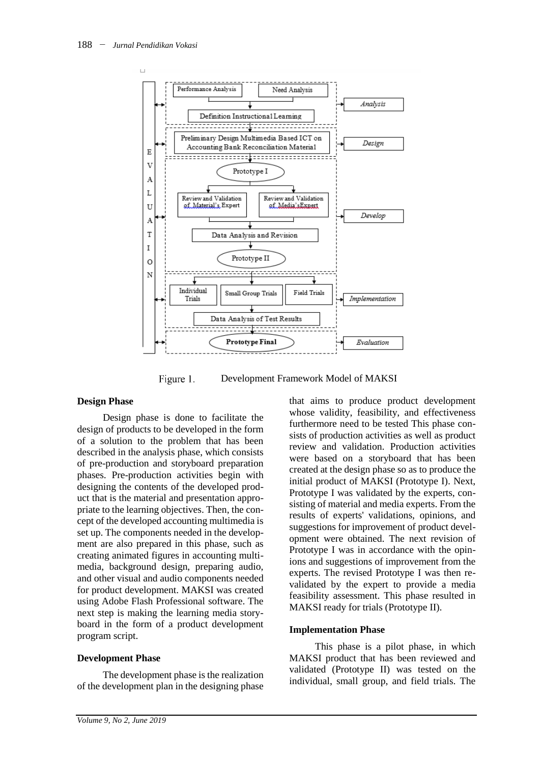Performance Analysis

Need Analysis

Definition Instructional Learning

Analysis

Preliminary Design Multimedia Based ICT on Accounting Bank Reconciliation Material

Design

Prototype I

Review and Validation of Material's Expert

Review and Validation of Media'sExpert

Data Analysis and Revision

Prototype II

Develop

Individual Trials

Small Group Trials

Field Trials

Data Analysis of Test Results

Implementation

Prototype Final

Evaluation

E V A L U A T I O N

Figure 1. Development Framework Model of MAKSI

### Design Phase

Design phase is done to facilitate the design of products to be developed in the form of a solution to the problem that has been described in the analysis phase, which consists of pre-production and storyboard preparation phases. Pre-production activities begin with designing the contents of the developed product that is the material and presentation appropriate to the learning objectives. Then, the concept of the developed accounting multimedia is set up. The components needed in the development are also prepared in this phase, such as creating animated figures in accounting multimedia, background design, preparing audio, and other visual and audio components needed for product development. MAKSI was created using Adobe Flash Professional software. The next step is making the learning media storyboard in the form of a product development program script.

### Development Phase

The development phase is the realization of the development plan in the designing phase that aims to produce product development whose validity, feasibility, and effectiveness furthermore need to be tested This phase consists of production activities as well as product review and validation. Production activities were based on a storyboard that has been created at the design phase so as to produce the initial product of MAKSI (Prototype I). Next, Prototype I was validated by the experts, consisting of material and media experts. From the results of experts' validations, opinions, and suggestions for improvement of product development were obtained. The next revision of Prototype I was in accordance with the opinions and suggestions of improvement from the experts. The revised Prototype I was then revalidated by the expert to provide a media feasibility assessment. This phase resulted in MAKSI ready for trials (Prototype II).

### Implementation Phase

This phase is a pilot phase, in which MAKSI product that has been reviewed and validated (Prototype II) was tested on the individual, small group, and field trials. The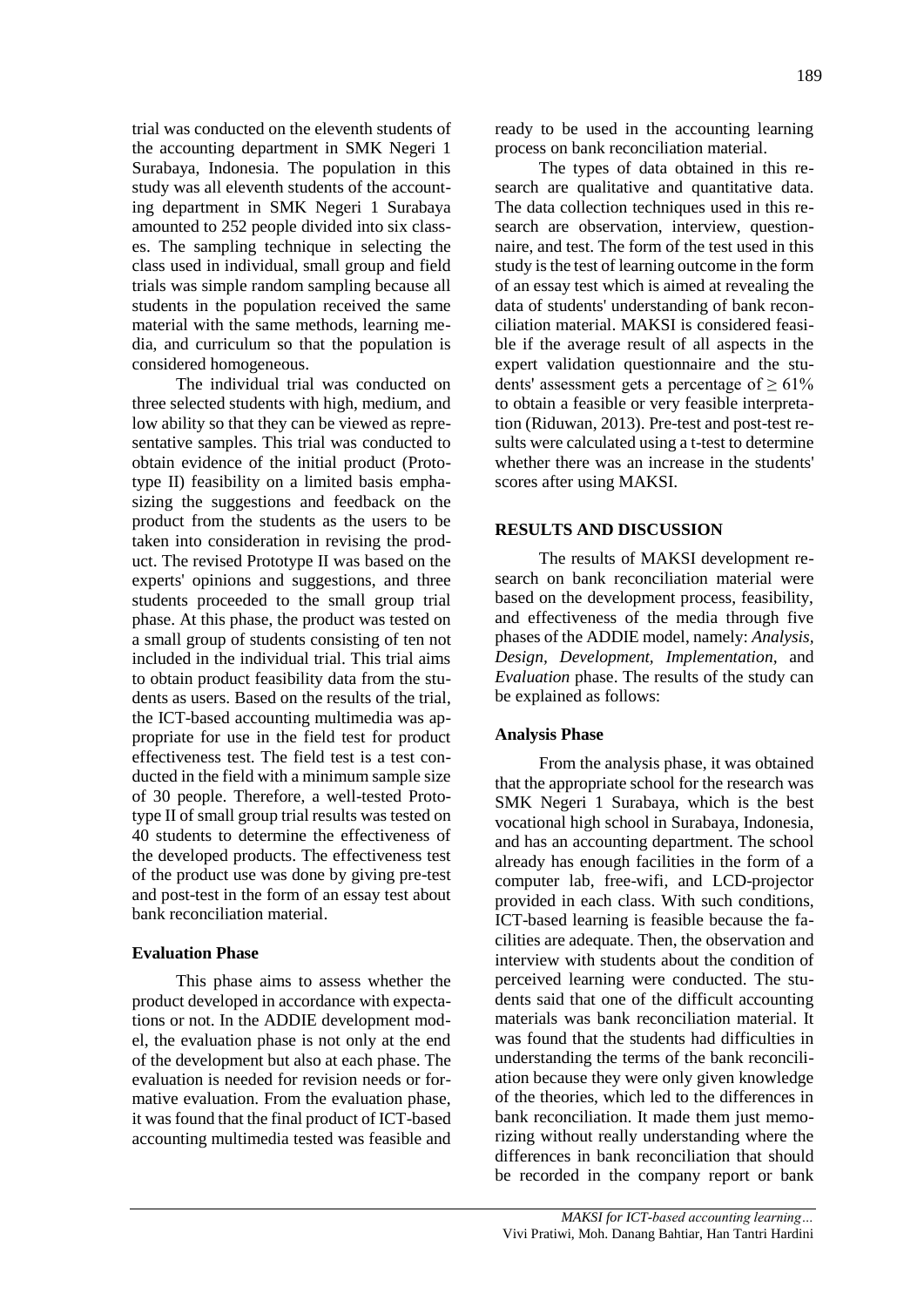trial was conducted on the eleventh students of the accounting department in SMK Negeri 1 Surabaya, Indonesia. The population in this study was all eleventh students of the accounting department in SMK Negeri 1 Surabaya amounted to 252 people divided into six classes. The sampling technique in selecting the class used in individual, small group and field trials was simple random sampling because all students in the population received the same material with the same methods, learning media, and curriculum so that the population is considered homogeneous.

The individual trial was conducted on three selected students with high, medium, and low ability so that they can be viewed as representative samples. This trial was conducted to obtain evidence of the initial product (Prototype II) feasibility on a limited basis emphasizing the suggestions and feedback on the product from the students as the users to be taken into consideration in revising the product. The revised Prototype II was based on the experts' opinions and suggestions, and three students proceeded to the small group trial phase. At this phase, the product was tested on a small group of students consisting of ten not included in the individual trial. This trial aims to obtain product feasibility data from the students as users. Based on the results of the trial, the ICT-based accounting multimedia was appropriate for use in the field test for product effectiveness test. The field test is a test conducted in the field with a minimum sample size of 30 people. Therefore, a well-tested Prototype II of small group trial results was tested on 40 students to determine the effectiveness of the developed products. The effectiveness test of the product use was done by giving pre-test and post-test in the form of an essay test about bank reconciliation material.

### Evaluation Phase

This phase aims to assess whether the product developed in accordance with expectations or not. In the ADDIE development model, the evaluation phase is not only at the end of the development but also at each phase. The evaluation is needed for revision needs or formative evaluation. From the evaluation phase, it was found that the final product of ICT-based accounting multimedia tested was feasible and ready to be used in the accounting learning process on bank reconciliation material.

The types of data obtained in this research are qualitative and quantitative data. The data collection techniques used in this research are observation, interview, questionnaire, and test. The form of the test used in this study is the test of learning outcome in the form of an essay test which is aimed at revealing the data of students' understanding of bank reconciliation material. MAKSI is considered feasible if the average result of all aspects in the expert validation questionnaire and the students' assessment gets a percentage of $\geq 61\%$ to obtain a feasible or very feasible interpretation (Riduwan, 2013). Pre-test and post-test results were calculated using a t-test to determine whether there was an increase in the students' scores after using MAKSI.

## RESULTS AND DISCUSSION

The results of MAKSI development research on bank reconciliation material were based on the development process, feasibility, and effectiveness of the media through five phases of the ADDIE model, namely: *Analysis, Design, Development, Implementation,* and *Evaluation* phase. The results of the study can be explained as follows:

### Analysis Phase

From the analysis phase, it was obtained that the appropriate school for the research was SMK Negeri 1 Surabaya, which is the best vocational high school in Surabaya, Indonesia, and has an accounting department. The school already has enough facilities in the form of a computer lab, free-wifi, and LCD-projector provided in each class. With such conditions, ICT-based learning is feasible because the facilities are adequate. Then, the observation and interview with students about the condition of perceived learning were conducted. The students said that one of the difficult accounting materials was bank reconciliation material. It was found that the students had difficulties in understanding the terms of the bank reconciliation because they were only given knowledge of the theories, which led to the differences in bank reconciliation. It made them just memorizing without really understanding where the differences in bank reconciliation that should be recorded in the company report or bank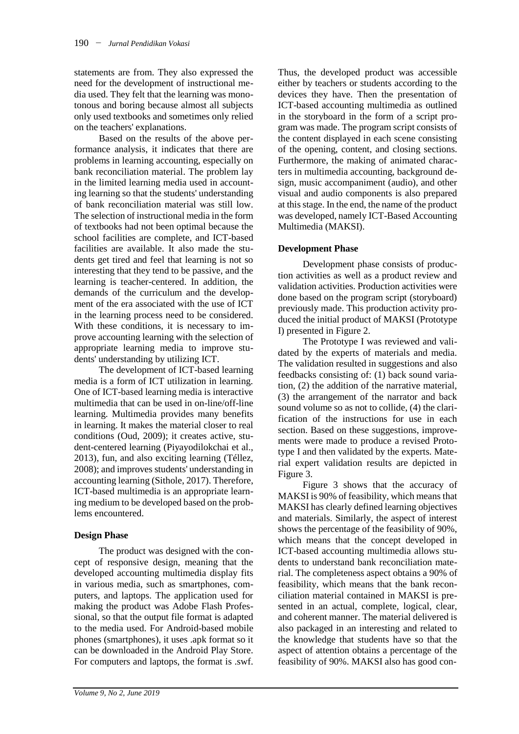statements are from. They also expressed the need for the development of instructional media used. They felt that the learning was monotonous and boring because almost all subjects only used textbooks and sometimes only relied on the teachers' explanations.

Based on the results of the above performance analysis, it indicates that there are problems in learning accounting, especially on bank reconciliation material. The problem lay in the limited learning media used in accounting learning so that the students' understanding of bank reconciliation material was still low. The selection of instructional media in the form of textbooks had not been optimal because the school facilities are complete, and ICT-based facilities are available. It also made the students get tired and feel that learning is not so interesting that they tend to be passive, and the learning is teacher-centered. In addition, the demands of the curriculum and the development of the era associated with the use of ICT in the learning process need to be considered. With these conditions, it is necessary to improve accounting learning with the selection of appropriate learning media to improve students' understanding by utilizing ICT.

The development of ICT-based learning media is a form of ICT utilization in learning. One of ICT-based learning media is interactive multimedia that can be used in on-line/off-line learning. Multimedia provides many benefits in learning. It makes the material closer to real conditions (Oud, 2009); it creates active, student-centered learning (Piyayodilokchai et al., 2013), fun, and also exciting learning (Téllez, 2008); and improves students' understanding in accounting learning (Sithole, 2017). Therefore, ICT-based multimedia is an appropriate learning medium to be developed based on the problems encountered.

**Design Phase**

The product was designed with the concept of responsive design, meaning that the developed accounting multimedia display fits in various media, such as smartphones, computers, and laptops. The application used for making the product was Adobe Flash Professional, so that the output file format is adapted to the media used. For Android-based mobile phones (smartphones), it uses .apk format so it can be downloaded in the Android Play Store. For computers and laptops, the format is .swf. Thus, the developed product was accessible either by teachers or students according to the devices they have. Then the presentation of ICT-based accounting multimedia as outlined in the storyboard in the form of a script program was made. The program script consists of the content displayed in each scene consisting of the opening, content, and closing sections. Furthermore, the making of animated characters in multimedia accounting, background design, music accompaniment (audio), and other visual and audio components is also prepared at this stage. In the end, the name of the product was developed, namely ICT-Based Accounting Multimedia (MAKSI).

**Development Phase**

Development phase consists of production activities as well as a product review and validation activities. Production activities were done based on the program script (storyboard) previously made. This production activity produced the initial product of MAKSI (Prototype I) presented in Figure 2.

The Prototype I was reviewed and validated by the experts of materials and media. The validation resulted in suggestions and also feedbacks consisting of: (1) back sound variation, (2) the addition of the narrative material, (3) the arrangement of the narrator and back sound volume so as not to collide, (4) the clarification of the instructions for use in each section. Based on these suggestions, improvements were made to produce a revised Prototype I and then validated by the experts. Material expert validation results are depicted in Figure 3.

Figure 3 shows that the accuracy of MAKSI is 90% of feasibility, which means that MAKSI has clearly defined learning objectives and materials. Similarly, the aspect of interest shows the percentage of the feasibility of 90%, which means that the concept developed in ICT-based accounting multimedia allows students to understand bank reconciliation material. The completeness aspect obtains a 90% of feasibility, which means that the bank reconciliation material contained in MAKSI is presented in an actual, complete, logical, clear, and coherent manner. The material delivered is also packaged in an interesting and related to the knowledge that students have so that the aspect of attention obtains a percentage of the feasibility of 90%. MAKSI also has good con-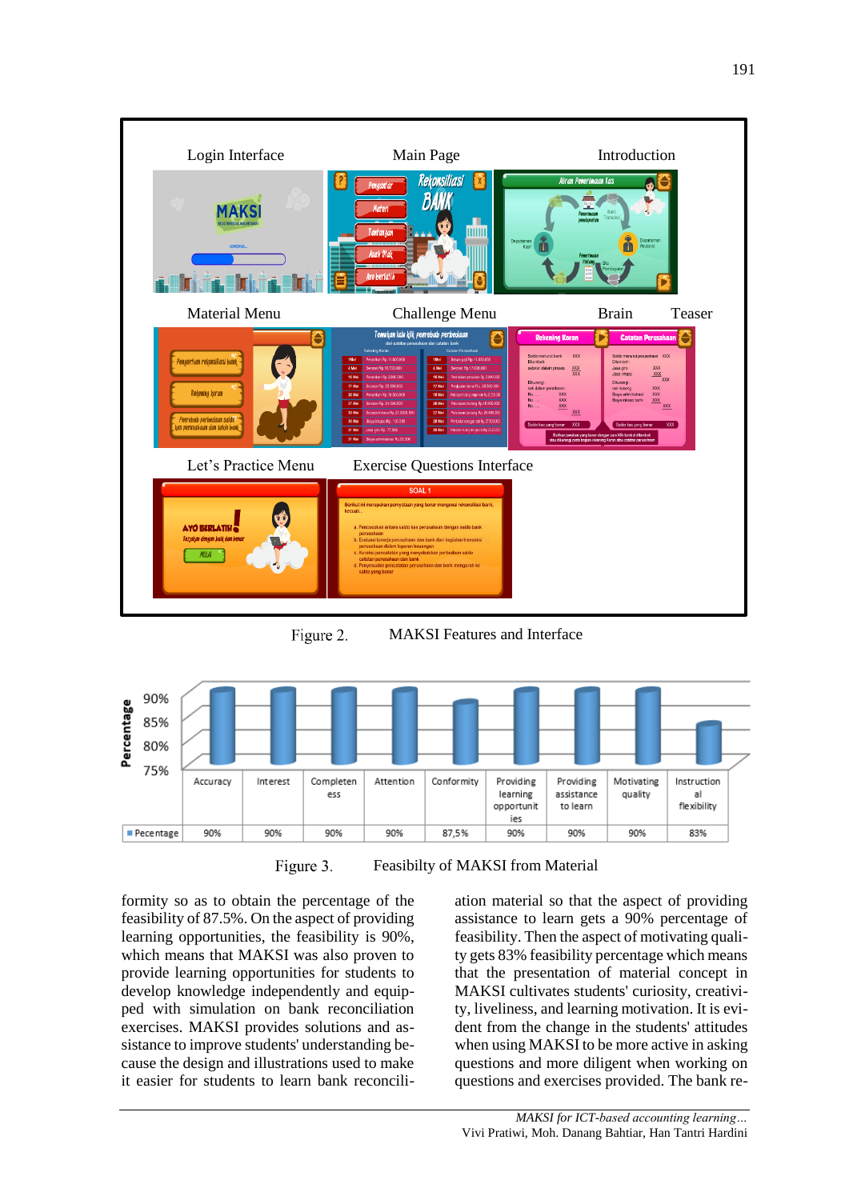Login Interface
Main Page
Introduction
Material Menu
Challenge Menu
Brain Teaser
Let's Practice Menu
Exercise Questions Interface

Figure 2. MAKSI Features and Interface

Percentage
90%
85%
80%
75%
Accuracy
Interest
Completeness
Attention
Conformity
Providing learning opportunities
Providing assistance to learn
Motivating quality
Instructional flexibility
Pecentage
90%
90%
90%
90%
87,5%
90%
90%
90%
83%

Figure 3. Feasibilty of MAKSI from Material

formity so as to obtain the percentage of the feasibility of 87.5%. On the aspect of providing learning opportunities, the feasibility is 90%, which means that MAKSI was also proven to provide learning opportunities for students to develop knowledge independently and equipped with simulation on bank reconciliation exercises. MAKSI provides solutions and assistance to improve students' understanding because the design and illustrations used to make it easier for students to learn bank reconciliation material so that the aspect of providing assistance to learn gets a 90% percentage of feasibility. Then the aspect of motivating quality gets 83% feasibility percentage which means that the presentation of material concept in MAKSI cultivates students' curiosity, creativity, liveliness, and learning motivation. It is evident from the change in the students' attitudes when using MAKSI to be more active in asking questions and more diligent when working on questions and exercises provided. The bank re-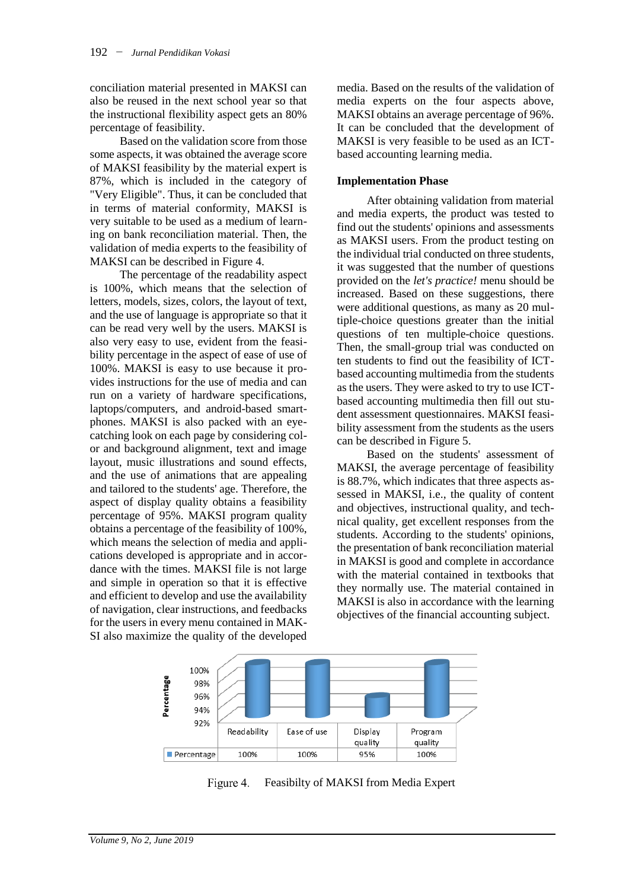conciliation material presented in MAKSI can also be reused in the next school year so that the instructional flexibility aspect gets an 80% percentage of feasibility.

Based on the validation score from those some aspects, it was obtained the average score of MAKSI feasibility by the material expert is 87%, which is included in the category of "Very Eligible". Thus, it can be concluded that in terms of material conformity, MAKSI is very suitable to be used as a medium of learning on bank reconciliation material. Then, the validation of media experts to the feasibility of MAKSI can be described in Figure 4.

The percentage of the readability aspect is 100%, which means that the selection of letters, models, sizes, colors, the layout of text, and the use of language is appropriate so that it can be read very well by the users. MAKSI is also very easy to use, evident from the feasibility percentage in the aspect of ease of use of 100%. MAKSI is easy to use because it provides instructions for the use of media and can run on a variety of hardware specifications, laptops/computers, and android-based smartphones. MAKSI is also packed with an eye-catching look on each page by considering color and background alignment, text and image layout, music illustrations and sound effects, and the use of animations that are appealing and tailored to the students' age. Therefore, the aspect of display quality obtains a feasibility percentage of 95%. MAKSI program quality obtains a percentage of the feasibility of 100%, which means the selection of media and applications developed is appropriate and in accordance with the times. MAKSI file is not large and simple in operation so that it is effective and efficient to develop and use the availability of navigation, clear instructions, and feedbacks for the users in every menu contained in MAKSI also maximize the quality of the developed media. Based on the results of the validation of media experts on the four aspects above, MAKSI obtains an average percentage of 96%. It can be concluded that the development of MAKSI is very feasible to be used as an ICT-based accounting learning media.

## Implementation Phase

After obtaining validation from material and media experts, the product was tested to find out the students' opinions and assessments as MAKSI users. From the product testing on the individual trial conducted on three students, it was suggested that the number of questions provided on the *let's practice!* menu should be increased. Based on these suggestions, there were additional questions, as many as 20 multiple-choice questions greater than the initial questions of ten multiple-choice questions. Then, the small-group trial was conducted on ten students to find out the feasibility of ICT-based accounting multimedia from the students as the users. They were asked to try to use ICT-based accounting multimedia then fill out student assessment questionnaires. MAKSI feasibility assessment from the students as the users can be described in Figure 5.

Based on the students' assessment of MAKSI, the average percentage of feasibility is 88.7%, which indicates that three aspects assessed in MAKSI, i.e., the quality of content and objectives, instructional quality, and technical quality, get excellent responses from the students. According to the students' opinions, the presentation of bank reconciliation material in MAKSI is good and complete in accordance with the material contained in textbooks that they normally use. The material contained in MAKSI is also in accordance with the learning objectives of the financial accounting subject.

Percentage
100%
98%
96%
94%
92%
Readability | Ease of use | Display quality | Program quality
Percentage: 100% | 100% | 95% | 100%

Figure 4. Feasibilty of MAKSI from Media Expert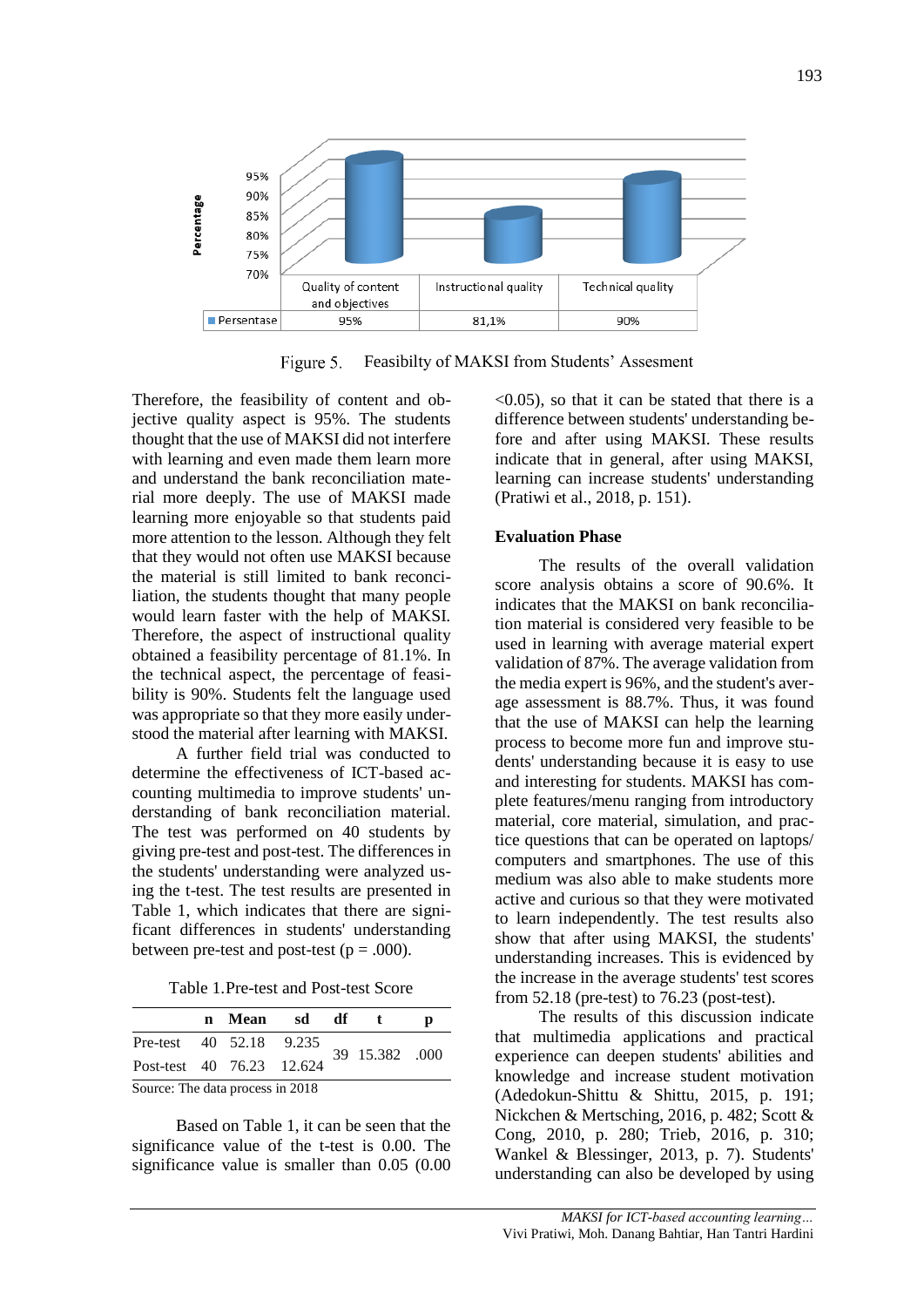Percentage

95%
90%
85%
80%
75%
70%

Quality of content and objectives
Instructional quality
Technical quality

Persentase
95%
81,1%
90%

Figure 5. Feasibilty of MAKSI from Students' Assesment

Therefore, the feasibility of content and objective quality aspect is 95%. The students thought that the use of MAKSI did not interfere with learning and even made them learn more and understand the bank reconciliation material more deeply. The use of MAKSI made learning more enjoyable so that students paid more attention to the lesson. Although they felt that they would not often use MAKSI because the material is still limited to bank reconciliation, the students thought that many people would learn faster with the help of MAKSI. Therefore, the aspect of instructional quality obtained a feasibility percentage of 81.1%. In the technical aspect, the percentage of feasibility is 90%. Students felt the language used was appropriate so that they more easily understood the material after learning with MAKSI.

A further field trial was conducted to determine the effectiveness of ICT-based accounting multimedia to improve students' understanding of bank reconciliation material. The test was performed on 40 students by giving pre-test and post-test. The differences in the students' understanding were analyzed using the t-test. The test results are presented in Table 1, which indicates that there are significant differences in students' understanding between pre-test and post-test (p = .000).

Table 1.Pre-test and Post-test Score

| | n | Mean | sd | df | t | p |
|---|---|---|---|---|---|---|
| Pre-test | 40 | 52.18 | 9.235 | 39 | 15.382 | .000 |
| Post-test | 40 | 76.23 | 12.624 | | | |

Source: The data process in 2018

Based on Table 1, it can be seen that the significance value of the t-test is 0.00. The significance value is smaller than 0.05 (0.00 <0.05), so that it can be stated that there is a difference between students' understanding before and after using MAKSI. These results indicate that in general, after using MAKSI, learning can increase students' understanding (Pratiwi et al., 2018, p. 151).

## Evaluation Phase

The results of the overall validation score analysis obtains a score of 90.6%. It indicates that the MAKSI on bank reconciliation material is considered very feasible to be used in learning with average material expert validation of 87%. The average validation from the media expert is 96%, and the student's average assessment is 88.7%. Thus, it was found that the use of MAKSI can help the learning process to become more fun and improve students' understanding because it is easy to use and interesting for students. MAKSI has complete features/menu ranging from introductory material, core material, simulation, and practice questions that can be operated on laptops/ computers and smartphones. The use of this medium was also able to make students more active and curious so that they were motivated to learn independently. The test results also show that after using MAKSI, the students' understanding increases. This is evidenced by the increase in the average students' test scores from 52.18 (pre-test) to 76.23 (post-test).

The results of this discussion indicate that multimedia applications and practical experience can deepen students' abilities and knowledge and increase student motivation (Adedokun-Shittu & Shittu, 2015, p. 191; Nickchen & Mertsching, 2016, p. 482; Scott & Cong, 2010, p. 280; Trieb, 2016, p. 310; Wankel & Blessinger, 2013, p. 7). Students' understanding can also be developed by using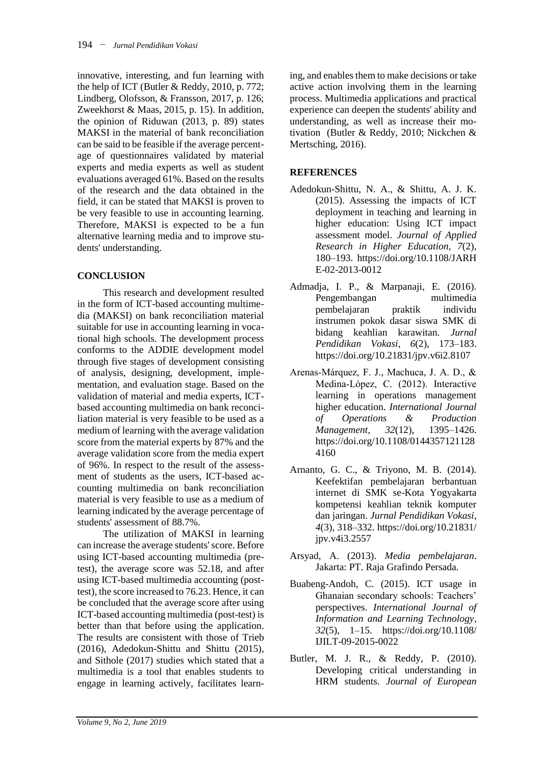innovative, interesting, and fun learning with the help of ICT (Butler & Reddy, 2010, p. 772; Lindberg, Olofsson, & Fransson, 2017, p. 126; Zweekhorst & Maas, 2015, p. 15). In addition, the opinion of Riduwan (2013, p. 89) states MAKSI in the material of bank reconciliation can be said to be feasible if the average percentage of questionnaires validated by material experts and media experts as well as student evaluations averaged 61%. Based on the results of the research and the data obtained in the field, it can be stated that MAKSI is proven to be very feasible to use in accounting learning. Therefore, MAKSI is expected to be a fun alternative learning media and to improve students' understanding.

## CONCLUSION

This research and development resulted in the form of ICT-based accounting multimedia (MAKSI) on bank reconciliation material suitable for use in accounting learning in vocational high schools. The development process conforms to the ADDIE development model through five stages of development consisting of analysis, designing, development, implementation, and evaluation stage. Based on the validation of material and media experts, ICT-based accounting multimedia on bank reconciliation material is very feasible to be used as a medium of learning with the average validation score from the material experts by 87% and the average validation score from the media expert of 96%. In respect to the result of the assessment of students as the users, ICT-based accounting multimedia on bank reconciliation material is very feasible to use as a medium of learning indicated by the average percentage of students' assessment of 88.7%.

The utilization of MAKSI in learning can increase the average students' score. Before using ICT-based accounting multimedia (pretest), the average score was 52.18, and after using ICT-based multimedia accounting (posttest), the score increased to 76.23. Hence, it can be concluded that the average score after using ICT-based accounting multimedia (post-test) is better than that before using the application. The results are consistent with those of Trieb (2016), Adedokun-Shittu and Shittu (2015), and Sithole (2017) studies which stated that a multimedia is a tool that enables students to engage in learning actively, facilitates learning, and enables them to make decisions or take active action involving them in the learning process. Multimedia applications and practical experience can deepen the students' ability and understanding, as well as increase their motivation (Butler & Reddy, 2010; Nickchen & Mertsching, 2016).

## REFERENCES

Adedokun-Shittu, N. A., & Shittu, A. J. K. (2015). Assessing the impacts of ICT deployment in teaching and learning in higher education: Using ICT impact assessment model. *Journal of Applied Research in Higher Education*, *7*(2), 180–193. https://doi.org/10.1108/JARHE-02-2013-0012

Admadja, I. P., & Marpanaji, E. (2016). Pengembangan multimedia pembelajaran praktik individu instrumen pokok dasar siswa SMK di bidang keahlian karawitan. *Jurnal Pendidikan Vokasi*, *6*(2), 173–183. https://doi.org/10.21831/jpv.v6i2.8107

Arenas-Márquez, F. J., Machuca, J. A. D., & Medina-López, C. (2012). Interactive learning in operations management higher education. *International Journal of Operations & Production Management*, *32*(12), 1395–1426. https://doi.org/10.1108/01443571211284160

Arnanto, G. C., & Triyono, M. B. (2014). Keefektifan pembelajaran berbantuan internet di SMK se-Kota Yogyakarta kompetensi keahlian teknik komputer dan jaringan. *Jurnal Pendidikan Vokasi*, *4*(3), 318–332. https://doi.org/10.21831/jpv.v4i3.2557

Arsyad, A. (2013). *Media pembelajaran*. Jakarta: PT. Raja Grafindo Persada.

Buabeng-Andoh, C. (2015). ICT usage in Ghanaian secondary schools: Teachers' perspectives. *International Journal of Information and Learning Technology*, *32*(5), 1–15. https://doi.org/10.1108/IJILT-09-2015-0022

Butler, M. J. R., & Reddy, P. (2010). Developing critical understanding in HRM students. *Journal of European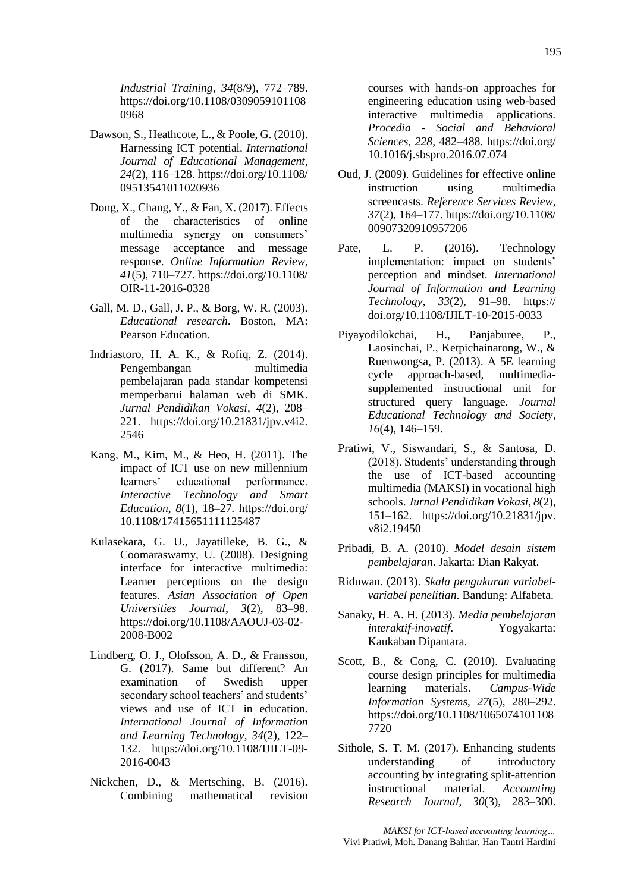*Industrial Training*, *34*(8/9), 772–789. https://doi.org/10.1108/03090591011080968

Dawson, S., Heathcote, L., & Poole, G. (2010). Harnessing ICT potential. *International Journal of Educational Management*, *24*(2), 116–128. https://doi.org/10.1108/09513541011020936

Dong, X., Chang, Y., & Fan, X. (2017). Effects of the characteristics of online multimedia synergy on consumers' message acceptance and message response. *Online Information Review*, *41*(5), 710–727. https://doi.org/10.1108/OIR-11-2016-0328

Gall, M. D., Gall, J. P., & Borg, W. R. (2003). *Educational research*. Boston, MA: Pearson Education.

Indriastoro, H. A. K., & Rofiq, Z. (2014). Pengembangan multimedia pembelajaran pada standar kompetensi memperbarui halaman web di SMK. *Jurnal Pendidikan Vokasi*, *4*(2), 208–221. https://doi.org/10.21831/jpv.v4i2.2546

Kang, M., Kim, M., & Heo, H. (2011). The impact of ICT use on new millennium learners' educational performance. *Interactive Technology and Smart Education*, *8*(1), 18–27. https://doi.org/10.1108/17415651111125487

Kulasekara, G. U., Jayatilleke, B. G., & Coomaraswamy, U. (2008). Designing interface for interactive multimedia: Learner perceptions on the design features. *Asian Association of Open Universities Journal*, *3*(2), 83–98. https://doi.org/10.1108/AAOUJ-03-02-2008-B002

Lindberg, O. J., Olofsson, A. D., & Fransson, G. (2017). Same but different? An examination of Swedish upper secondary school teachers' and students' views and use of ICT in education. *International Journal of Information and Learning Technology*, *34*(2), 122–132. https://doi.org/10.1108/IJILT-09-2016-0043

Nickchen, D., & Mertsching, B. (2016). Combining mathematical revision courses with hands-on approaches for engineering education using web-based interactive multimedia applications. *Procedia - Social and Behavioral Sciences*, *228*, 482–488. https://doi.org/10.1016/j.sbspro.2016.07.074

Oud, J. (2009). Guidelines for effective online instruction using multimedia screencasts. *Reference Services Review*, *37*(2), 164–177. https://doi.org/10.1108/00907320910957206

Pate, L. P. (2016). Technology implementation: impact on students' perception and mindset. *International Journal of Information and Learning Technology*, *33*(2), 91–98. https://doi.org/10.1108/IJILT-10-2015-0033

Piyayodilokchai, H., Panjaburee, P., Laosinchai, P., Ketpichainarong, W., & Ruenwongsa, P. (2013). A 5E learning cycle approach-based, multimedia-supplemented instructional unit for structured query language. *Journal Educational Technology and Society*, *16*(4), 146–159.

Pratiwi, V., Siswandari, S., & Santosa, D. (2018). Students' understanding through the use of ICT-based accounting multimedia (MAKSI) in vocational high schools. *Jurnal Pendidikan Vokasi*, *8*(2), 151–162. https://doi.org/10.21831/jpv.v8i2.19450

Pribadi, B. A. (2010). *Model desain sistem pembelajaran*. Jakarta: Dian Rakyat.

Riduwan. (2013). *Skala pengukuran variabel-variabel penelitian*. Bandung: Alfabeta.

Sanaky, H. A. H. (2013). *Media pembelajaran interaktif-inovatif*. Yogyakarta: Kaukaban Dipantara.

Scott, B., & Cong, C. (2010). Evaluating course design principles for multimedia learning materials. *Campus-Wide Information Systems*, *27*(5), 280–292. https://doi.org/10.1108/10650741011087720

Sithole, S. T. M. (2017). Enhancing students understanding of introductory accounting by integrating split-attention instructional material. *Accounting Research Journal*, *30*(3), 283–300.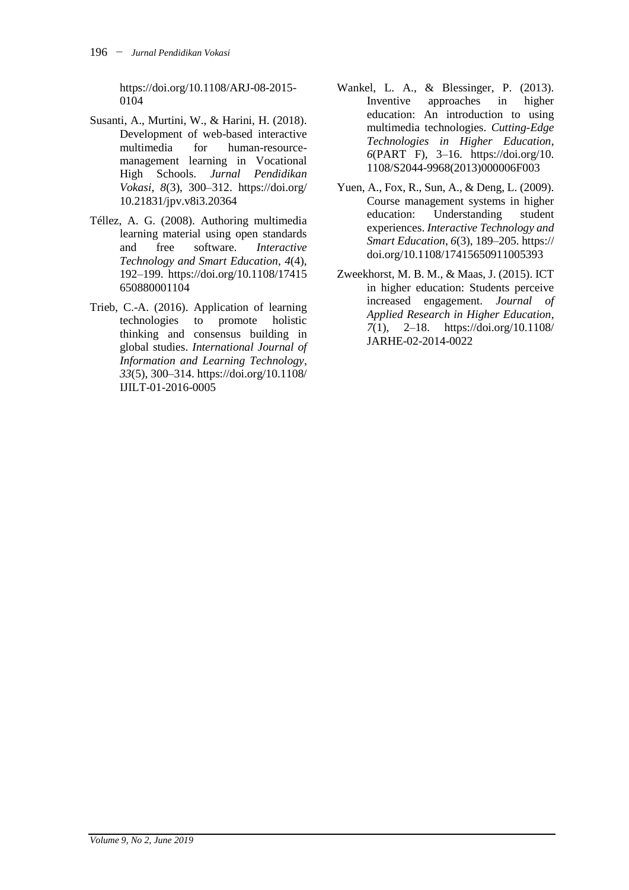https://doi.org/10.1108/ARJ-08-2015-0104

Susanti, A., Murtini, W., & Harini, H. (2018). Development of web-based interactive multimedia for human-resource-management learning in Vocational High Schools. *Jurnal Pendidikan Vokasi*, *8*(3), 300–312. https://doi.org/10.21831/jpv.v8i3.20364

Téllez, A. G. (2008). Authoring multimedia learning material using open standards and free software. *Interactive Technology and Smart Education*, *4*(4), 192–199. https://doi.org/10.1108/17415650880001104

Trieb, C.-A. (2016). Application of learning technologies to promote holistic thinking and consensus building in global studies. *International Journal of Information and Learning Technology*, *33*(5), 300–314. https://doi.org/10.1108/IJILT-01-2016-0005

Wankel, L. A., & Blessinger, P. (2013). Inventive approaches in higher education: An introduction to using multimedia technologies. *Cutting-Edge Technologies in Higher Education*, *6*(PART F), 3–16. https://doi.org/10.1108/S2044-9968(2013)000006F003

Yuen, A., Fox, R., Sun, A., & Deng, L. (2009). Course management systems in higher education: Understanding student experiences. *Interactive Technology and Smart Education*, *6*(3), 189–205. https://doi.org/10.1108/17415650911005393

Zweekhorst, M. B. M., & Maas, J. (2015). ICT in higher education: Students perceive increased engagement. *Journal of Applied Research in Higher Education*, *7*(1), 2–18. https://doi.org/10.1108/JARHE-02-2014-0022